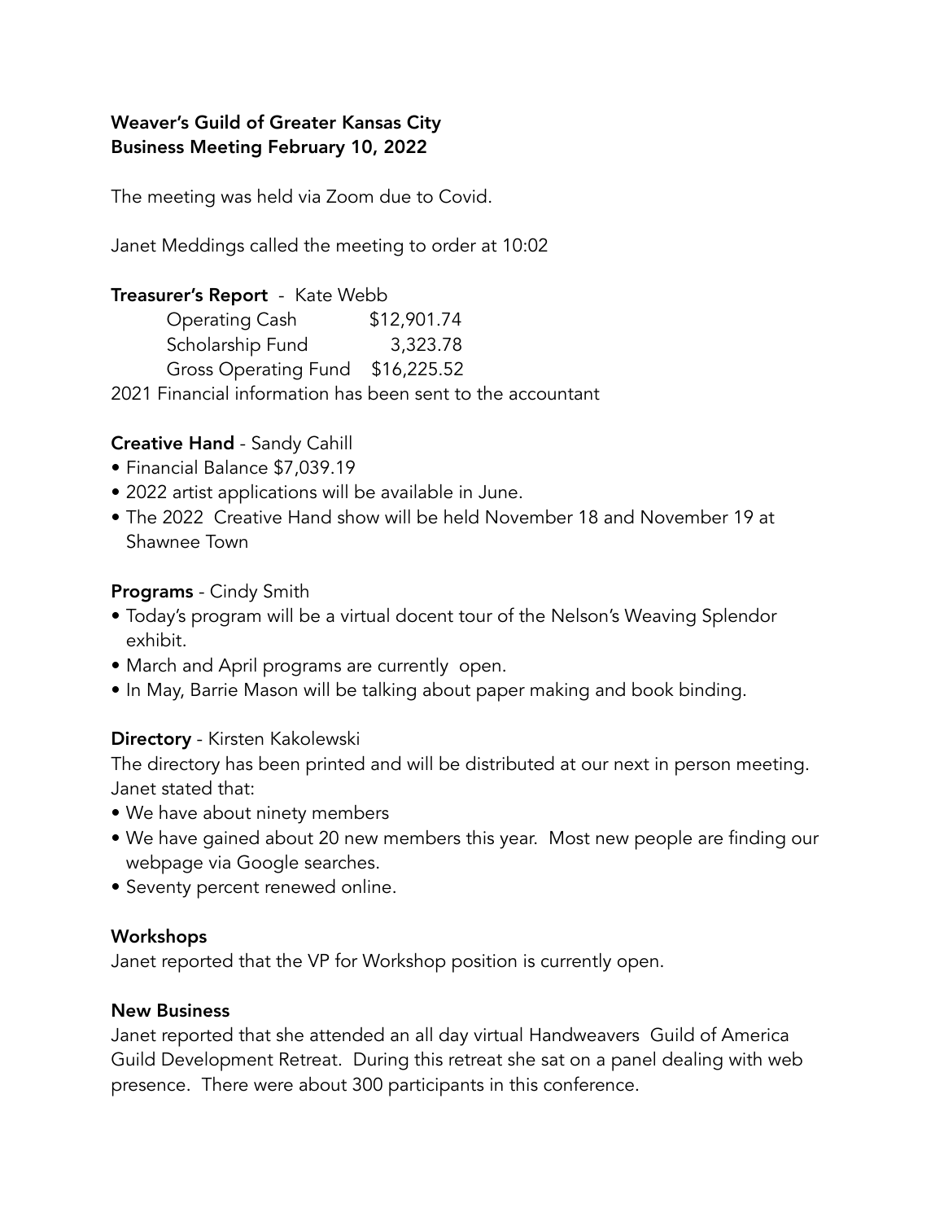**Weaver's Guild of Greater Kansas City**
**Business Meeting February 10, 2022**

The meeting was held via Zoom due to Covid.

Janet Meddings called the meeting to order at 10:02

**Treasurer's Report** - Kate Webb

| | |
|---|---|
| Operating Cash | $12,901.74 |
| Scholarship Fund | 3,323.78 |
| Gross Operating Fund | $16,225.52 |

2021 Financial information has been sent to the accountant

**Creative Hand** - Sandy Cahill

- Financial Balance $7,039.19
- 2022 artist applications will be available in June.
- The 2022 Creative Hand show will be held November 18 and November 19 at Shawnee Town

**Programs** - Cindy Smith

- Today's program will be a virtual docent tour of the Nelson's Weaving Splendor exhibit.
- March and April programs are currently open.
- In May, Barrie Mason will be talking about paper making and book binding.

**Directory** - Kirsten Kakolewski

The directory has been printed and will be distributed at our next in person meeting.
Janet stated that:

- We have about ninety members
- We have gained about 20 new members this year. Most new people are finding our webpage via Google searches.
- Seventy percent renewed online.

**Workshops**

Janet reported that the VP for Workshop position is currently open.

**New Business**

Janet reported that she attended an all day virtual Handweavers Guild of America Guild Development Retreat. During this retreat she sat on a panel dealing with web presence. There were about 300 participants in this conference.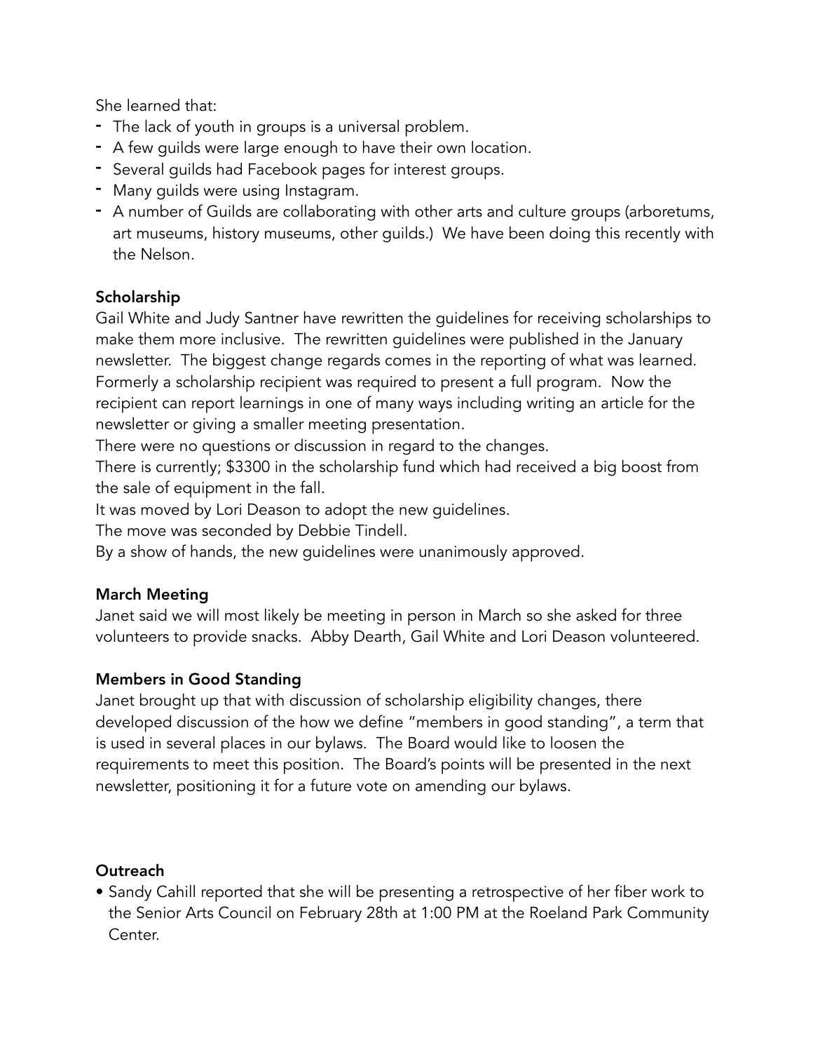She learned that:

- The lack of youth in groups is a universal problem.
- A few guilds were large enough to have their own location.
- Several guilds had Facebook pages for interest groups.
- Many guilds were using Instagram.
- A number of Guilds are collaborating with other arts and culture groups (arboretums, art museums, history museums, other guilds.) We have been doing this recently with the Nelson.

**Scholarship**

Gail White and Judy Santner have rewritten the guidelines for receiving scholarships to make them more inclusive. The rewritten guidelines were published in the January newsletter. The biggest change regards comes in the reporting of what was learned. Formerly a scholarship recipient was required to present a full program. Now the recipient can report learnings in one of many ways including writing an article for the newsletter or giving a smaller meeting presentation.

There were no questions or discussion in regard to the changes.

There is currently; $3300 in the scholarship fund which had received a big boost from the sale of equipment in the fall.

It was moved by Lori Deason to adopt the new guidelines.

The move was seconded by Debbie Tindell.

By a show of hands, the new guidelines were unanimously approved.

**March Meeting**

Janet said we will most likely be meeting in person in March so she asked for three volunteers to provide snacks. Abby Dearth, Gail White and Lori Deason volunteered.

**Members in Good Standing**

Janet brought up that with discussion of scholarship eligibility changes, there developed discussion of the how we define "members in good standing", a term that is used in several places in our bylaws. The Board would like to loosen the requirements to meet this position. The Board's points will be presented in the next newsletter, positioning it for a future vote on amending our bylaws.

**Outreach**

- Sandy Cahill reported that she will be presenting a retrospective of her fiber work to the Senior Arts Council on February 28th at 1:00 PM at the Roeland Park Community Center.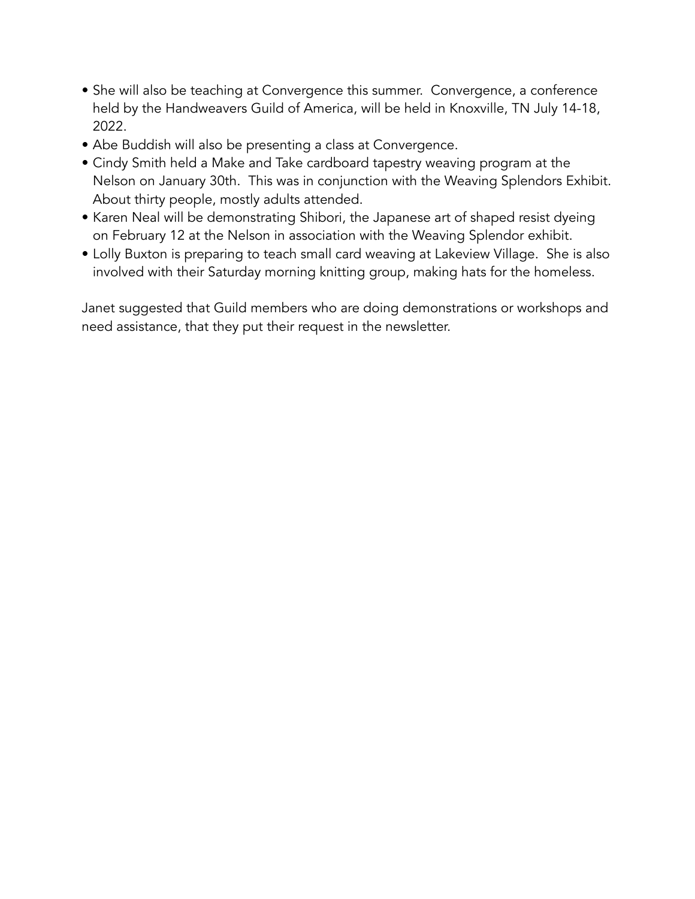- She will also be teaching at Convergence this summer. Convergence, a conference held by the Handweavers Guild of America, will be held in Knoxville, TN July 14-18, 2022.
- Abe Buddish will also be presenting a class at Convergence.
- Cindy Smith held a Make and Take cardboard tapestry weaving program at the Nelson on January 30th. This was in conjunction with the Weaving Splendors Exhibit. About thirty people, mostly adults attended.
- Karen Neal will be demonstrating Shibori, the Japanese art of shaped resist dyeing on February 12 at the Nelson in association with the Weaving Splendor exhibit.
- Lolly Buxton is preparing to teach small card weaving at Lakeview Village. She is also involved with their Saturday morning knitting group, making hats for the homeless.

Janet suggested that Guild members who are doing demonstrations or workshops and need assistance, that they put their request in the newsletter.